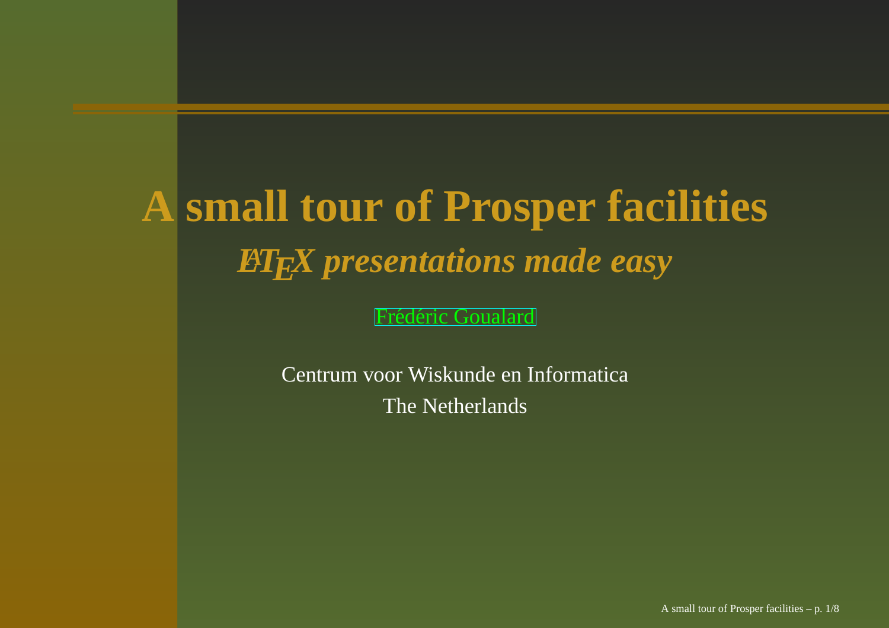# A small tour of Prosper facilities

## *LaTeX presentations made easy*

Frédéric Goualard

Centrum voor Wiskunde en Informatica
The Netherlands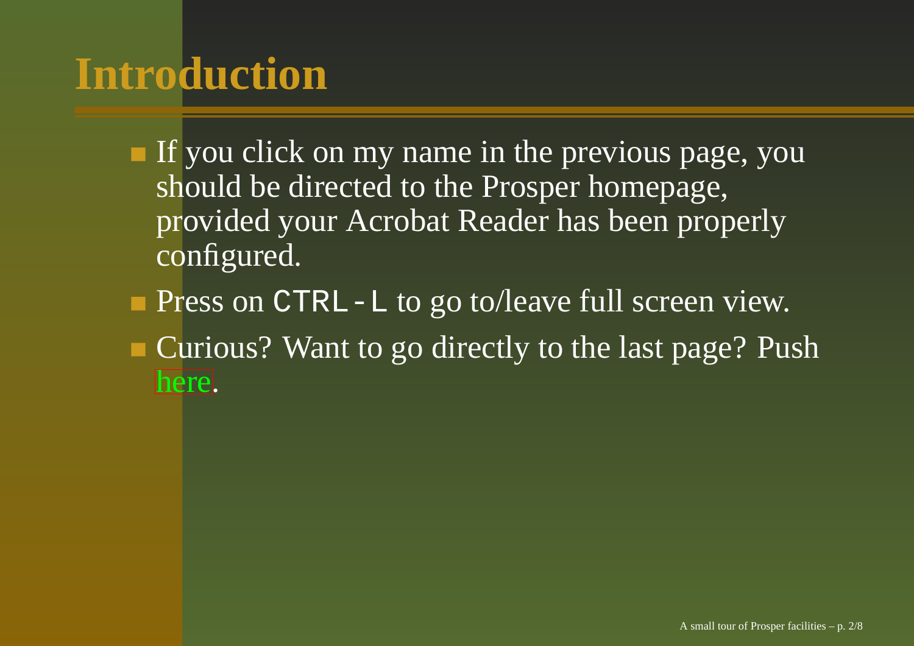# Introduction

- If you click on my name in the previous page, you should be directed to the Prosper homepage, provided your Acrobat Reader has been properly configured.
- Press on `CTRL-L` to go to/leave full screen view.
- Curious? Want to go directly to the last page? Push here.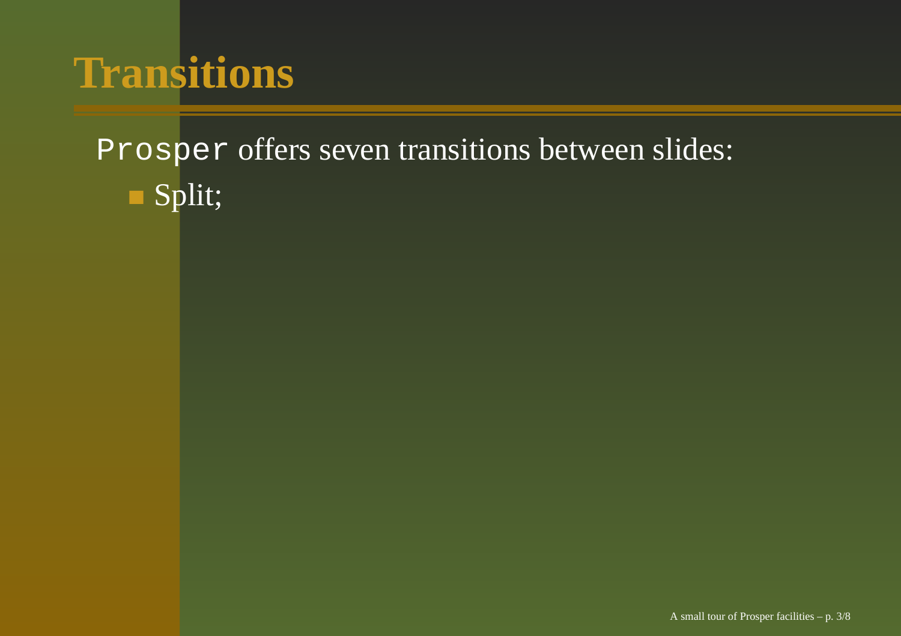# Transitions

`Prosper` offers seven transitions between slides:

- Split;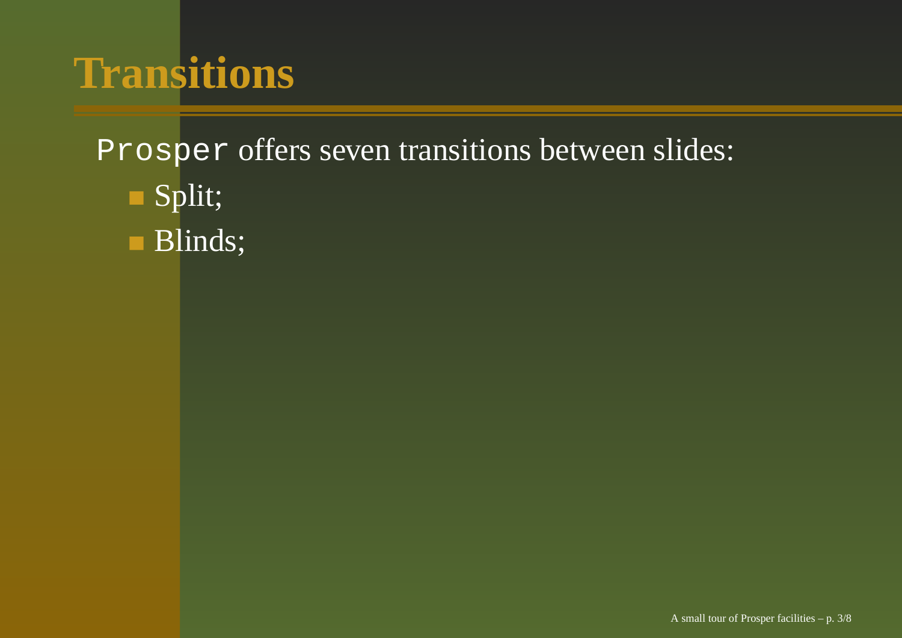# Transitions

`Prosper` offers seven transitions between slides:

- Split;
- Blinds;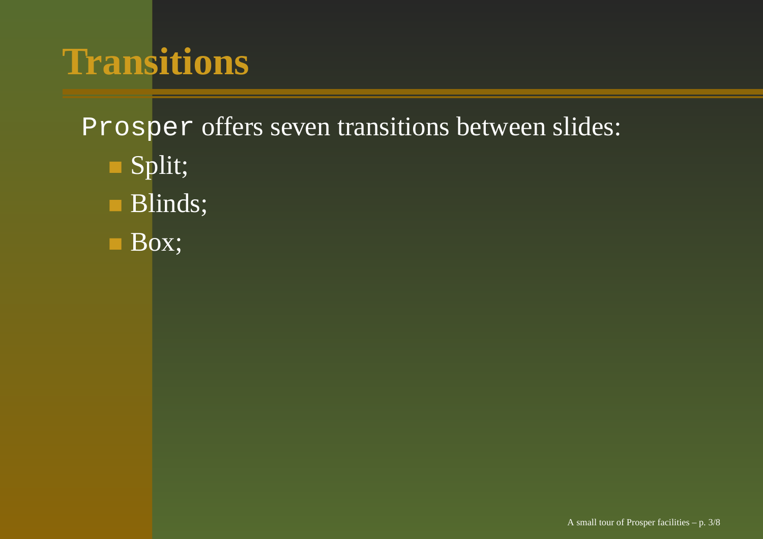# Transitions

`Prosper` offers seven transitions between slides:

- Split;
- Blinds;
- Box;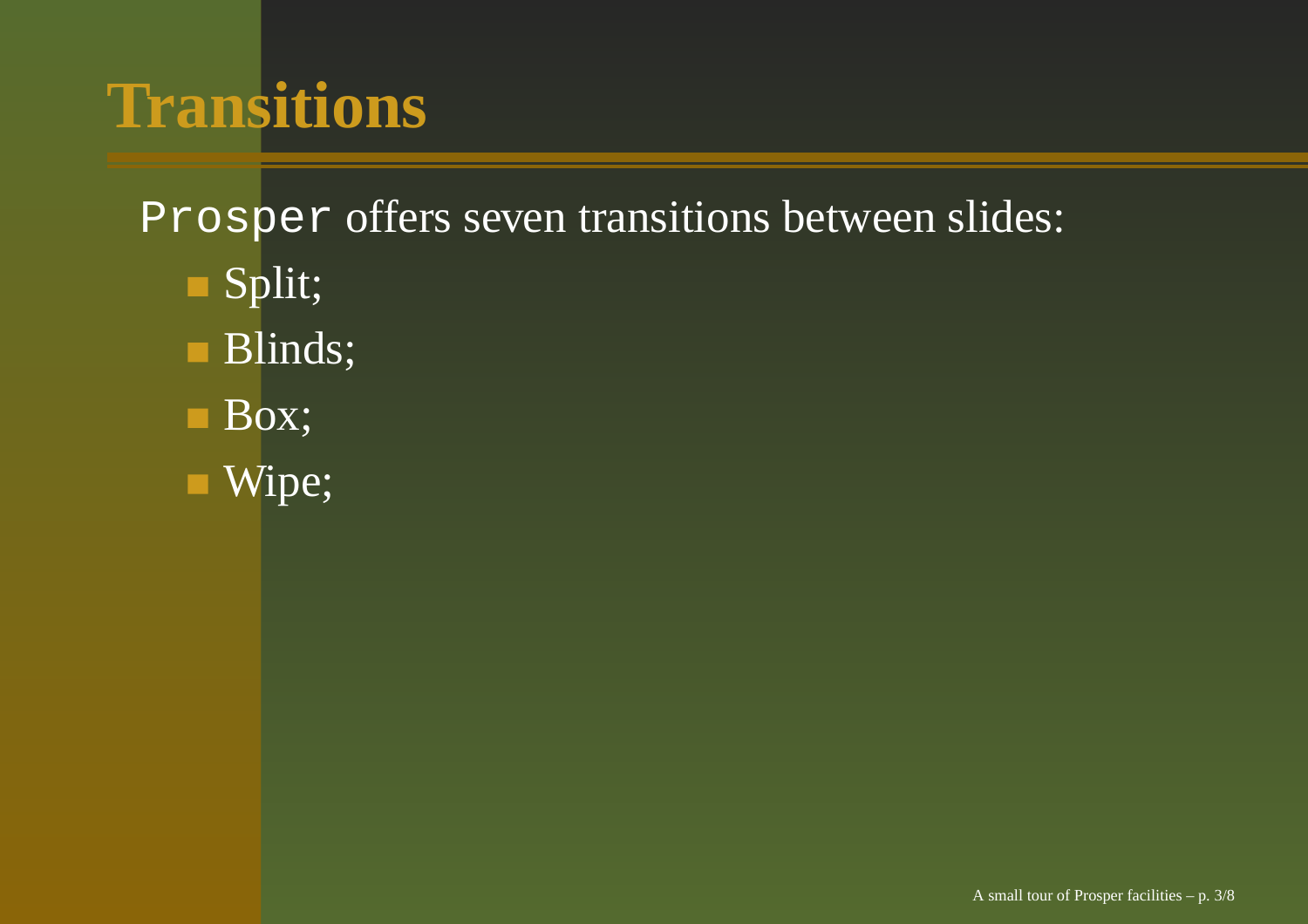# Transitions

`Prosper` offers seven transitions between slides:

- Split;
- Blinds;
- Box;
- Wipe;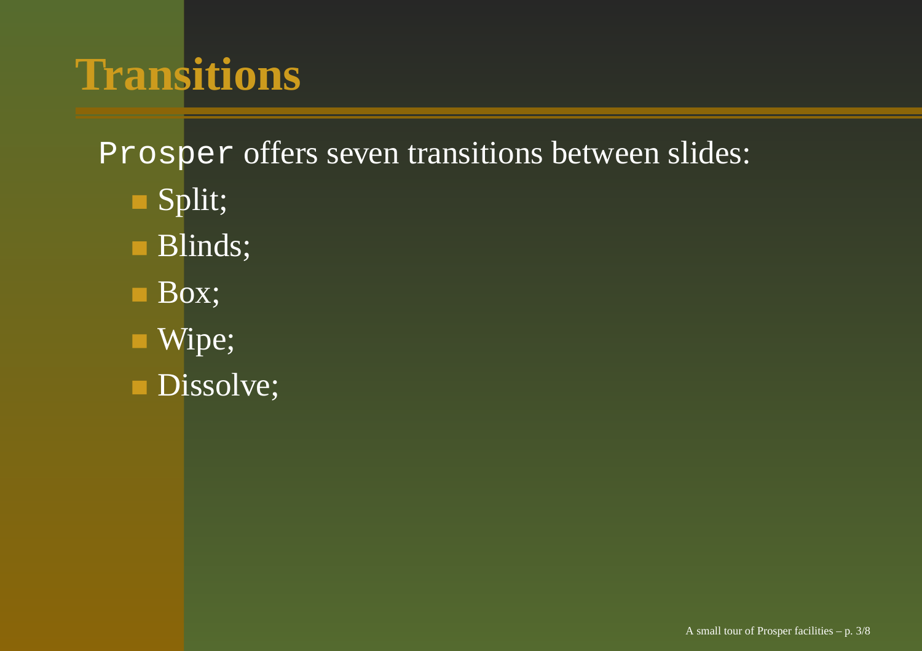# Transitions

`Prosper` offers seven transitions between slides:

- Split;
- Blinds;
- Box;
- Wipe;
- Dissolve;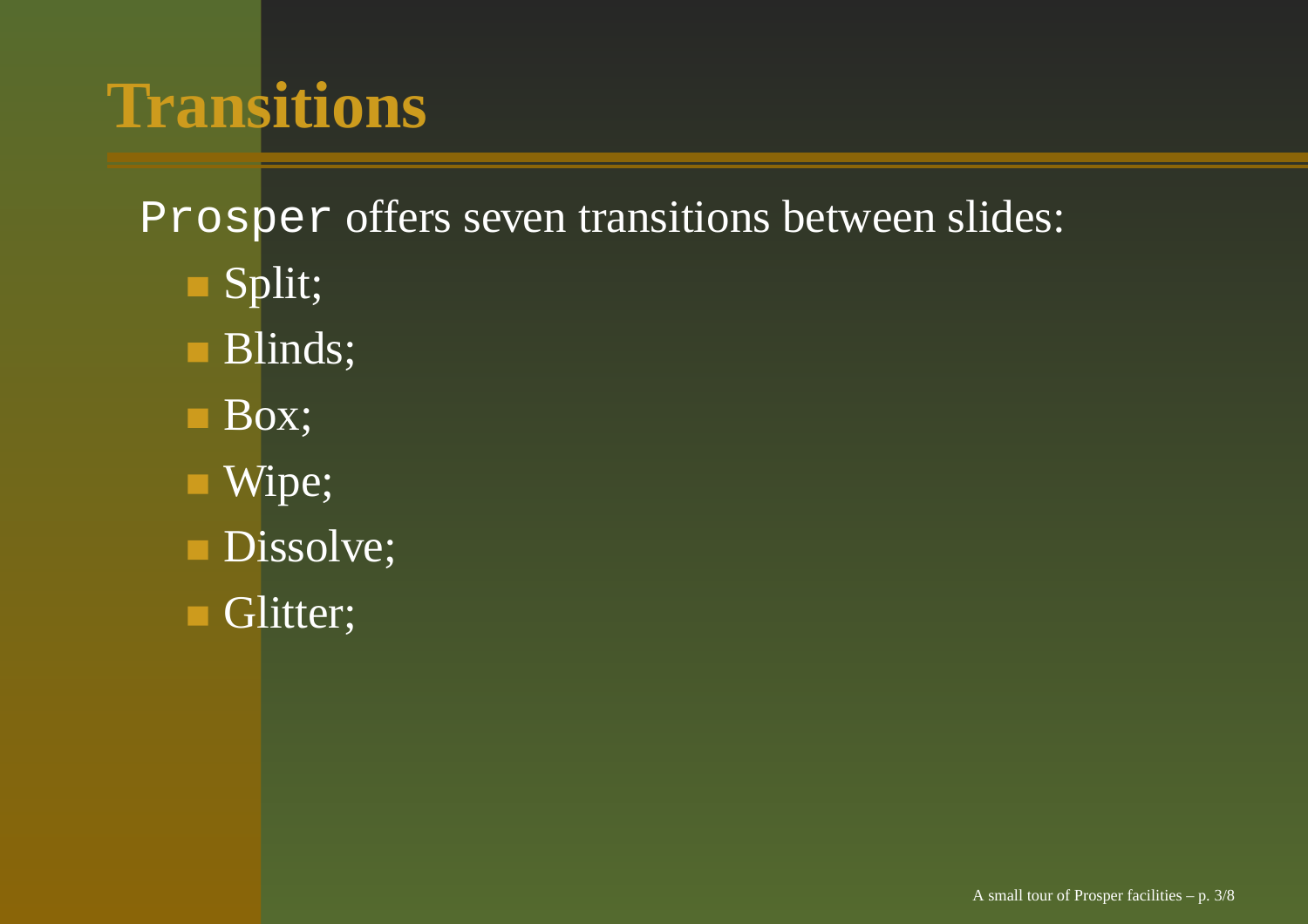# Transitions

`Prosper` offers seven transitions between slides:

- Split;
- Blinds;
- Box;
- Wipe;
- Dissolve;
- Glitter;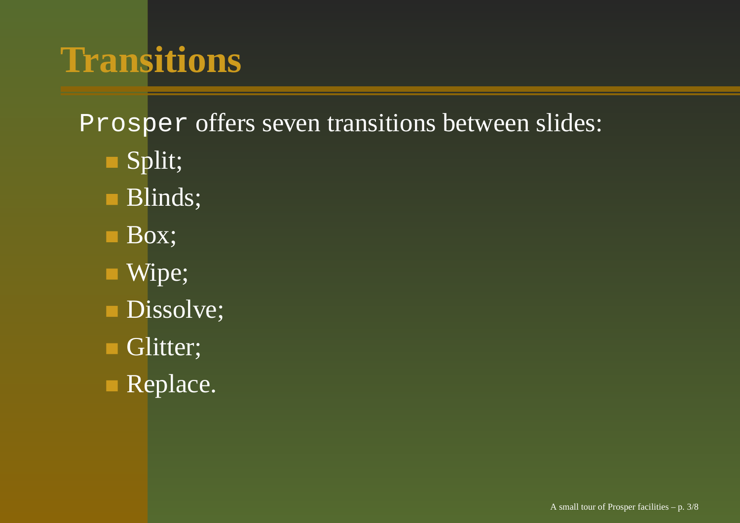# Transitions

`Prosper` offers seven transitions between slides:

- Split;
- Blinds;
- Box;
- Wipe;
- Dissolve;
- Glitter;
- Replace.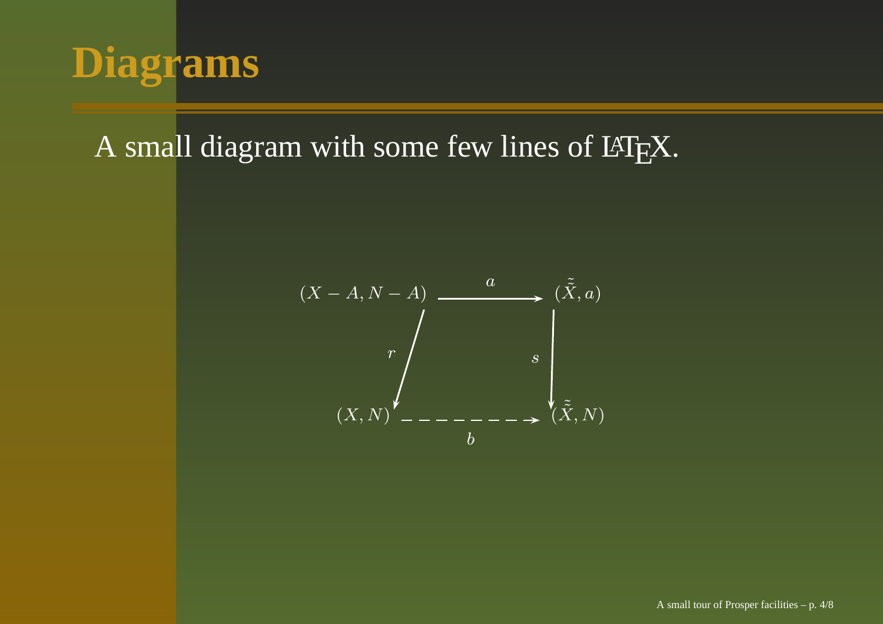# Diagrams

A small diagram with some few lines of LaTeX.

$$
\begin{array}{ccc}
(X - A, N - A) & \xrightarrow{\quad a \quad} & (\tilde{\tilde{X}}, a) \\
\Big\downarrow r & & \Big\downarrow s \\
(X, N) & \dashrightarrow_{b} & (\tilde{\tilde{X}}, N)
\end{array}
$$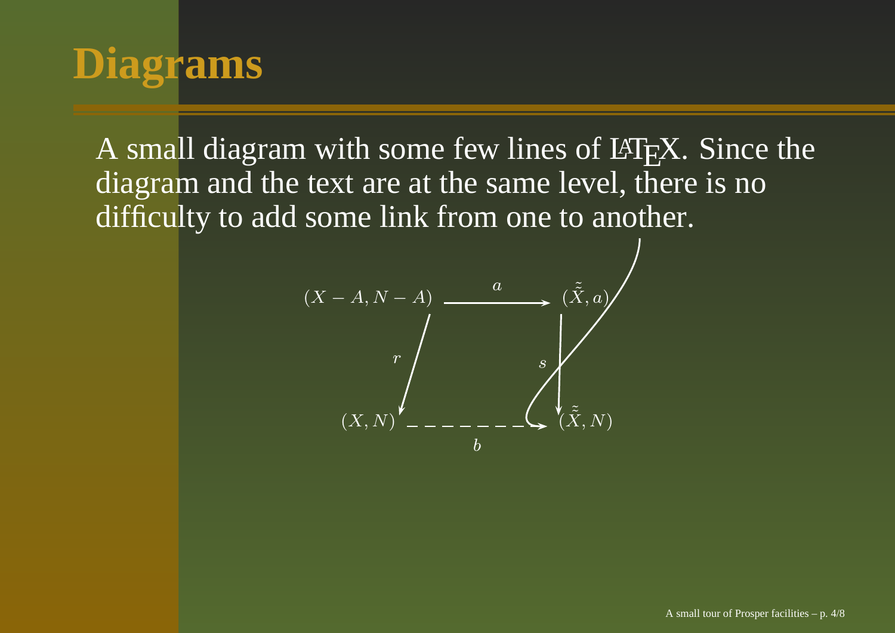# Diagrams

A small diagram with some few lines of LaTeX. Since the diagram and the text are at the same level, there is no difficulty to add some link from one to another.

$$
\begin{array}{ccc}
(X - A, N - A) & \xrightarrow{\quad a \quad} & (\tilde{\tilde{X}}, a) \\
\big\downarrow r & & \big\downarrow s \\
(X, N) & \dashrightarrow_{b} & (\tilde{\tilde{X}}, N)
\end{array}
$$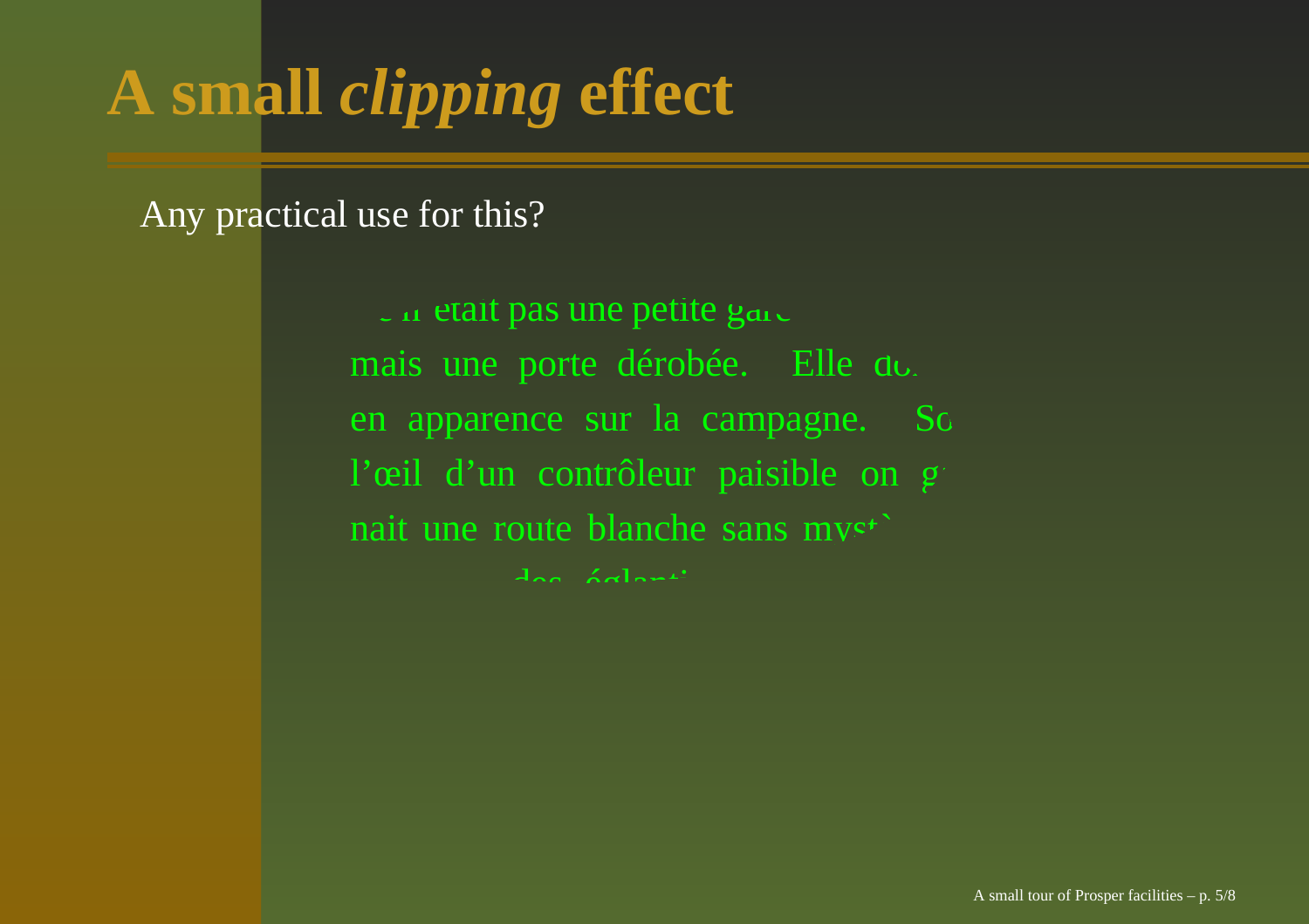# A small *clipping* effect

Any practical use for this?

ˆ n était pas une petite gare

mais une porte dérobée. Elle do

en apparence sur la campagne. So

l'œil d'un contrôleur paisible on g

nait une route blanche sans myst`

des églanti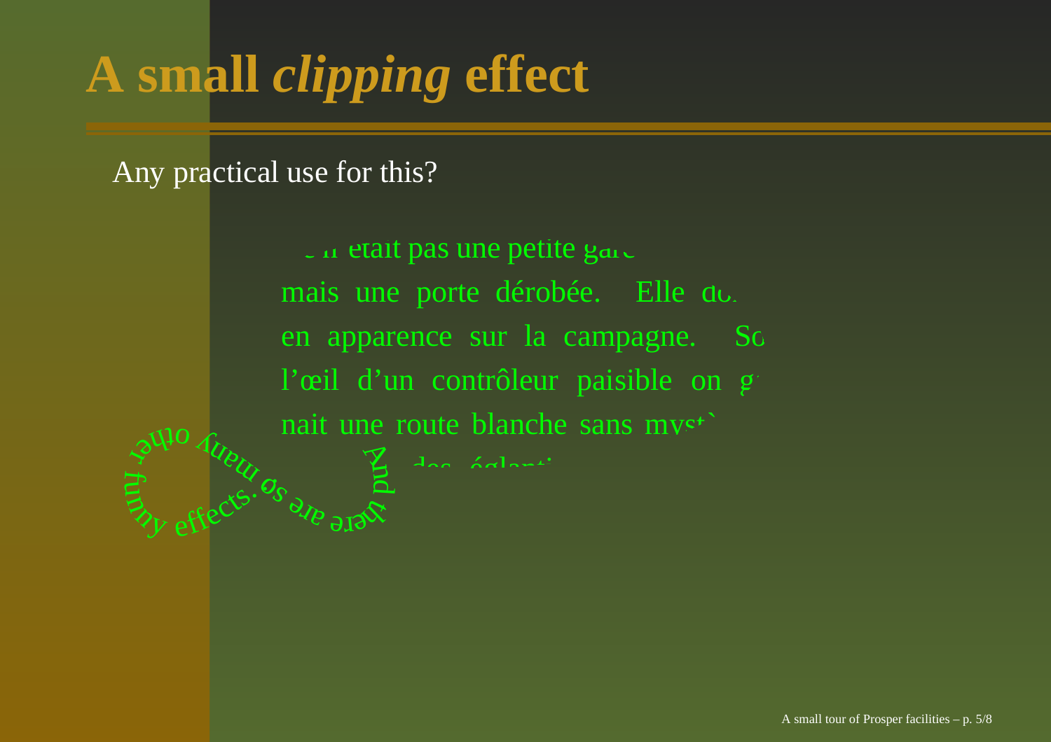# A small *clipping* effect

Any practical use for this?

n'était pas une petite gare
mais une porte dérobée. Elle do
en apparence sur la campagne. So
l'œil d'un contrôleur paisible on g
nait une route blanche sans myst
des églanti

And there are so many other funny effects.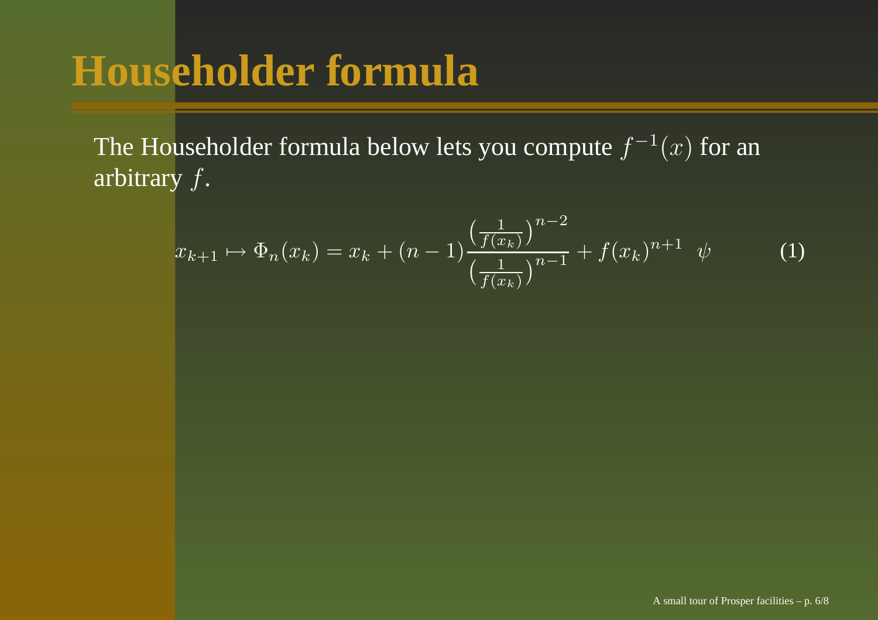# Householder formula

The Householder formula below lets you compute $f^{-1}(x)$ for an arbitrary $f$.

$$x_{k+1} \mapsto \Phi_n(x_k) = x_k + (n-1)\frac{\left(\frac{1}{f(x_k)}\right)^{n-2}}{\left(\frac{1}{f(x_k)}\right)^{n-1}} + f(x_k)^{n+1} \;\; \psi \tag{1}$$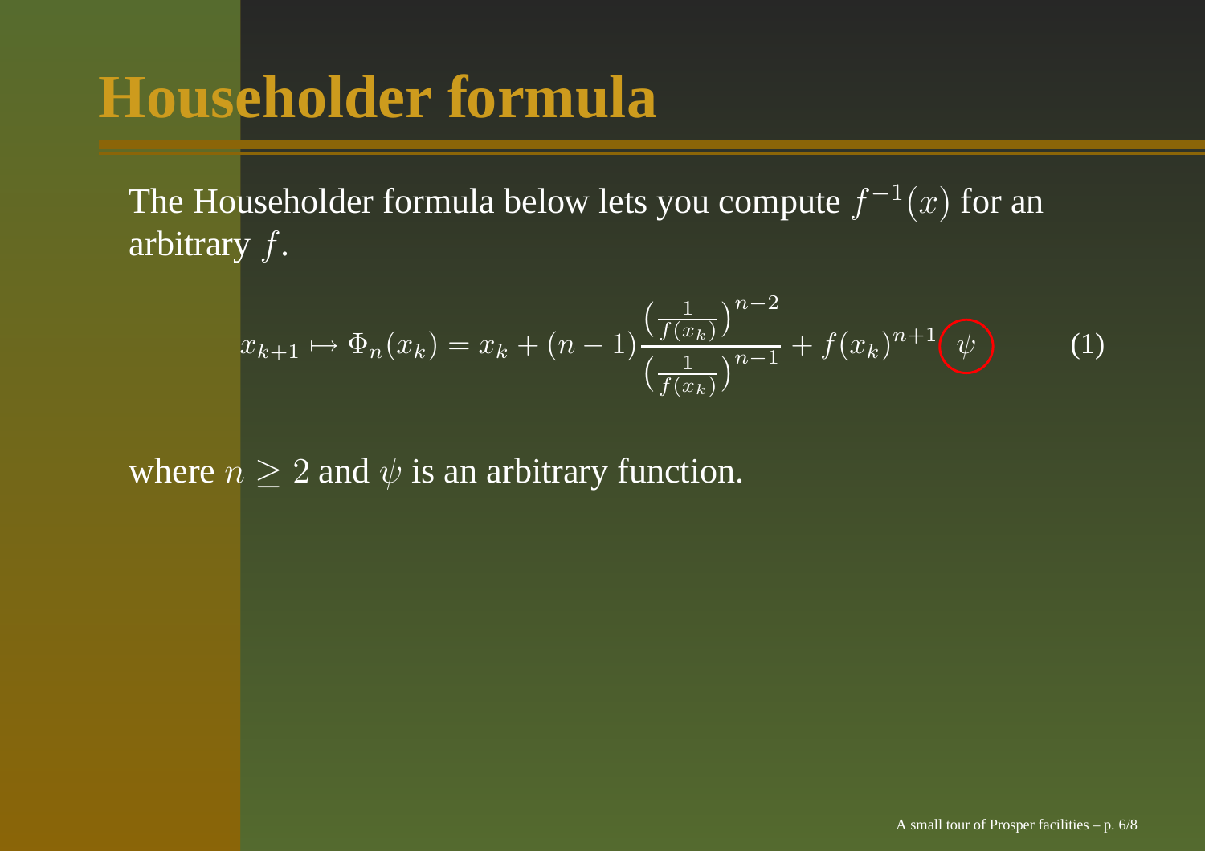# Householder formula

The Householder formula below lets you compute $f^{-1}(x)$ for an arbitrary $f$.

$$x_{k+1} \mapsto \Phi_n(x_k) = x_k + (n-1)\frac{\left(\frac{1}{f(x_k)}\right)^{n-2}}{\left(\frac{1}{f(x_k)}\right)^{n-1}} + f(x_k)^{n+1}\psi \qquad (1)$$

where $n \geq 2$ and $\psi$ is an arbitrary function.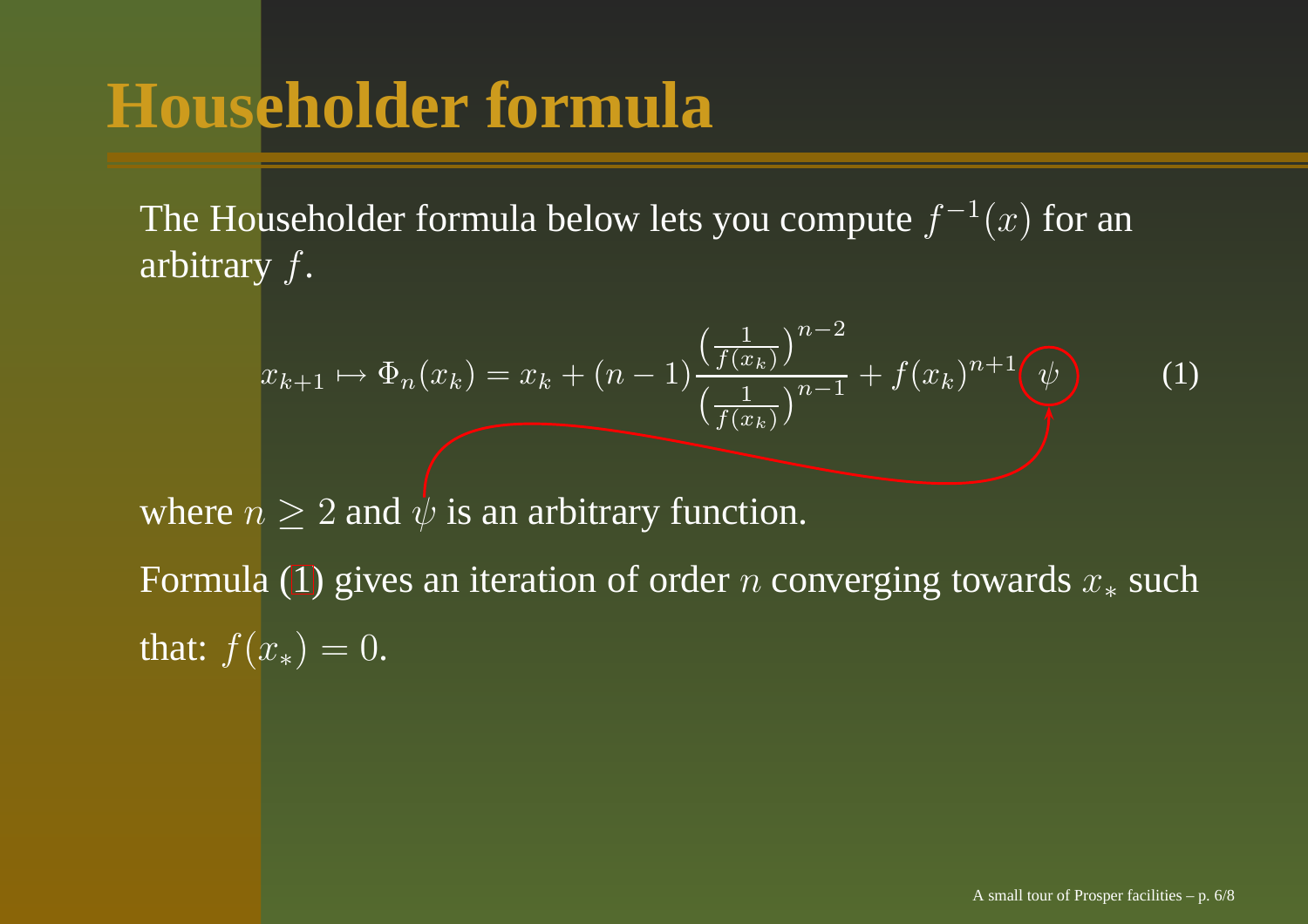# Householder formula

The Householder formula below lets you compute $f^{-1}(x)$ for an arbitrary $f$.

$$x_{k+1} \mapsto \Phi_n(x_k) = x_k + (n-1)\frac{\left(\frac{1}{f(x_k)}\right)^{n-2}}{\left(\frac{1}{f(x_k)}\right)^{n-1}} + f(x_k)^{n+1}\,\psi \qquad (1)$$

where $n \geq 2$ and $\psi$ is an arbitrary function.

Formula (1) gives an iteration of order $n$ converging towards $x_*$ such that: $f(x_*) = 0$.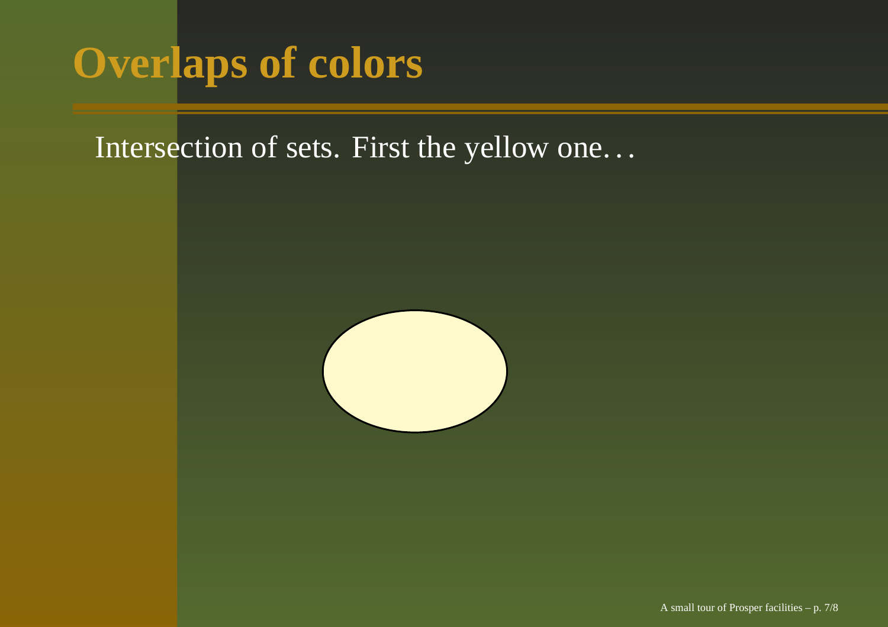# Overlaps of colors

Intersection of sets. First the yellow one…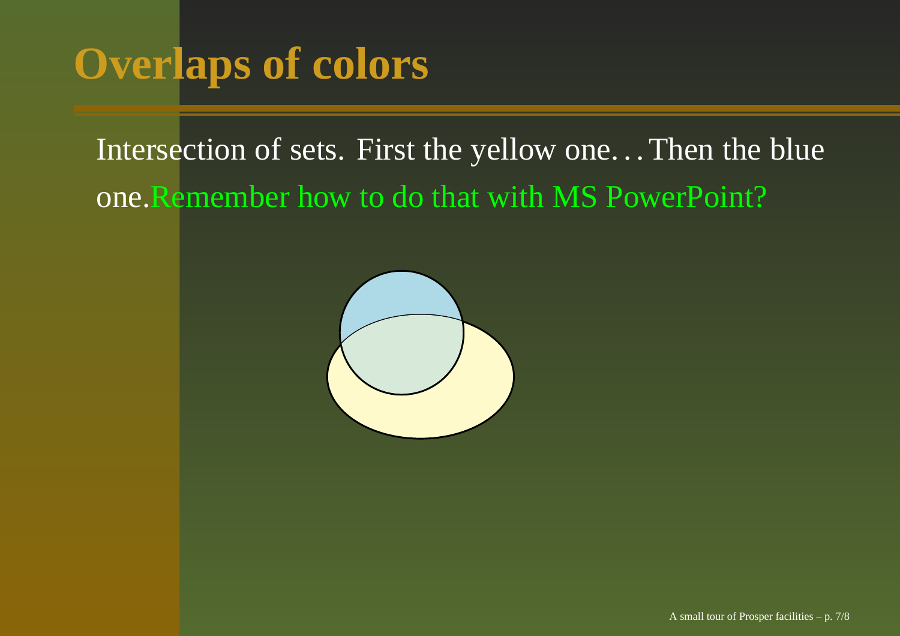# Overlaps of colors

Intersection of sets. First the yellow one. . . Then the blue one.Remember how to do that with MS PowerPoint?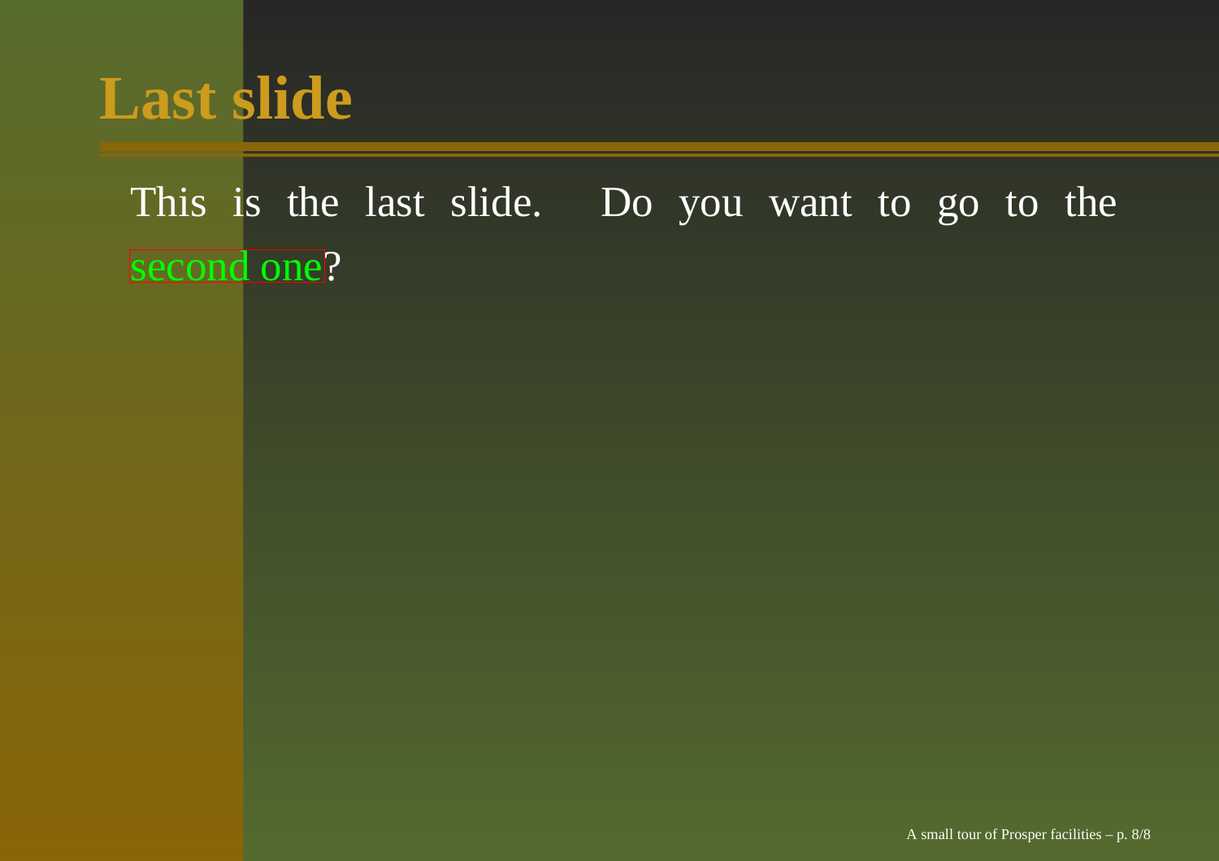# Last slide

This is the last slide. Do you want to go to the second one?